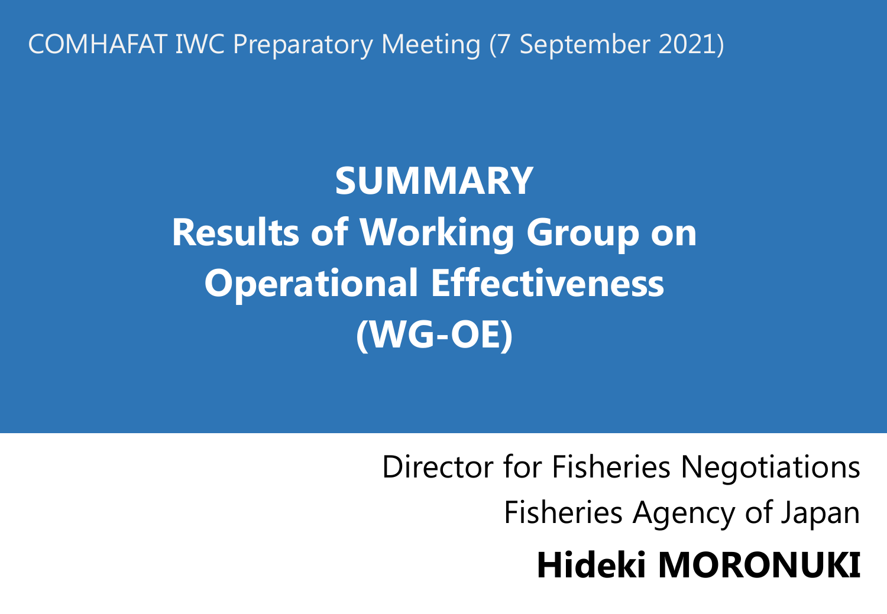COMHAFAT IWC Preparatory Meeting (7 September 2021)

# SUMMARY
# Results of Working Group on Operational Effectiveness (WG-OE)

Director for Fisheries Negotiations

Fisheries Agency of Japan

**Hideki MORONUKI**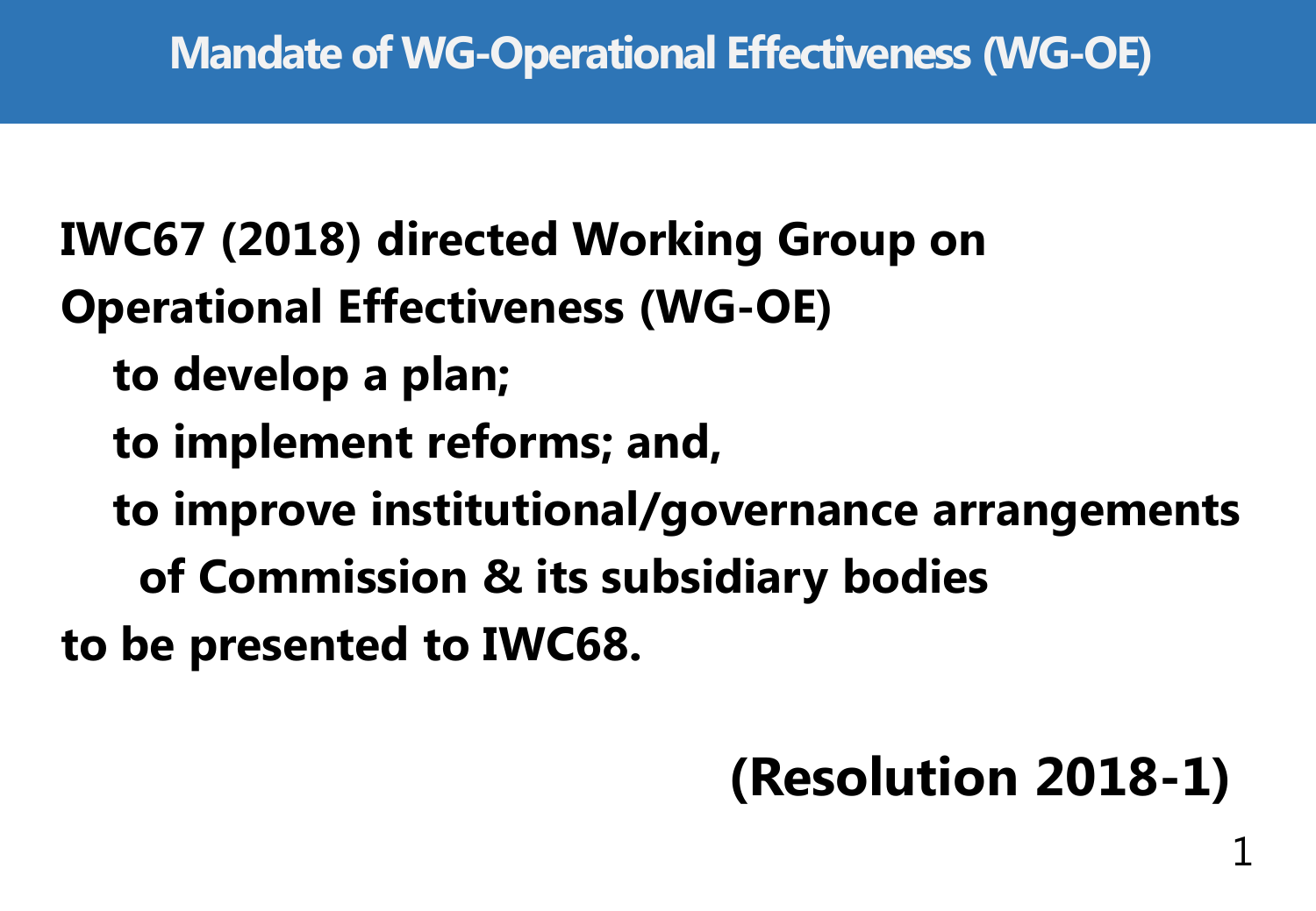# Mandate of WG-Operational Effectiveness (WG-OE)

**IWC67 (2018) directed Working Group on Operational Effectiveness (WG-OE)**

- **to develop a plan;**
- **to implement reforms; and,**
- **to improve institutional/governance arrangements of Commission & its subsidiary bodies**

**to be presented to IWC68.**

**(Resolution 2018-1)**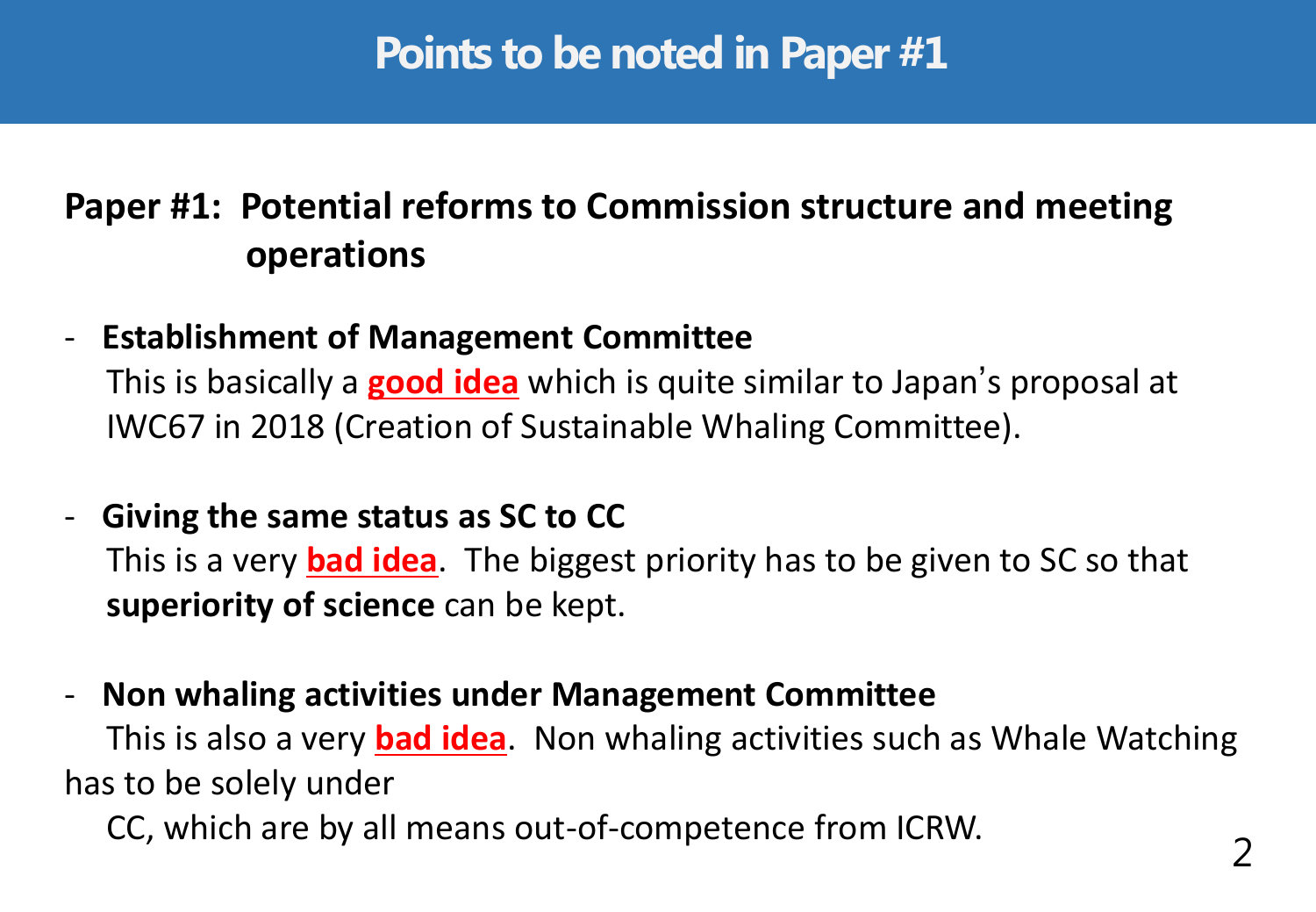# Points to be noted in Paper #1

**Paper #1: Potential reforms to Commission structure and meeting operations**

- **Establishment of Management Committee**
  This is basically a **good idea** which is quite similar to Japan's proposal at IWC67 in 2018 (Creation of Sustainable Whaling Committee).

- **Giving the same status as SC to CC**
  This is a very **bad idea**. The biggest priority has to be given to SC so that **superiority of science** can be kept.

- **Non whaling activities under Management Committee**
  This is also a very **bad idea**. Non whaling activities such as Whale Watching has to be solely under CC, which are by all means out-of-competence from ICRW.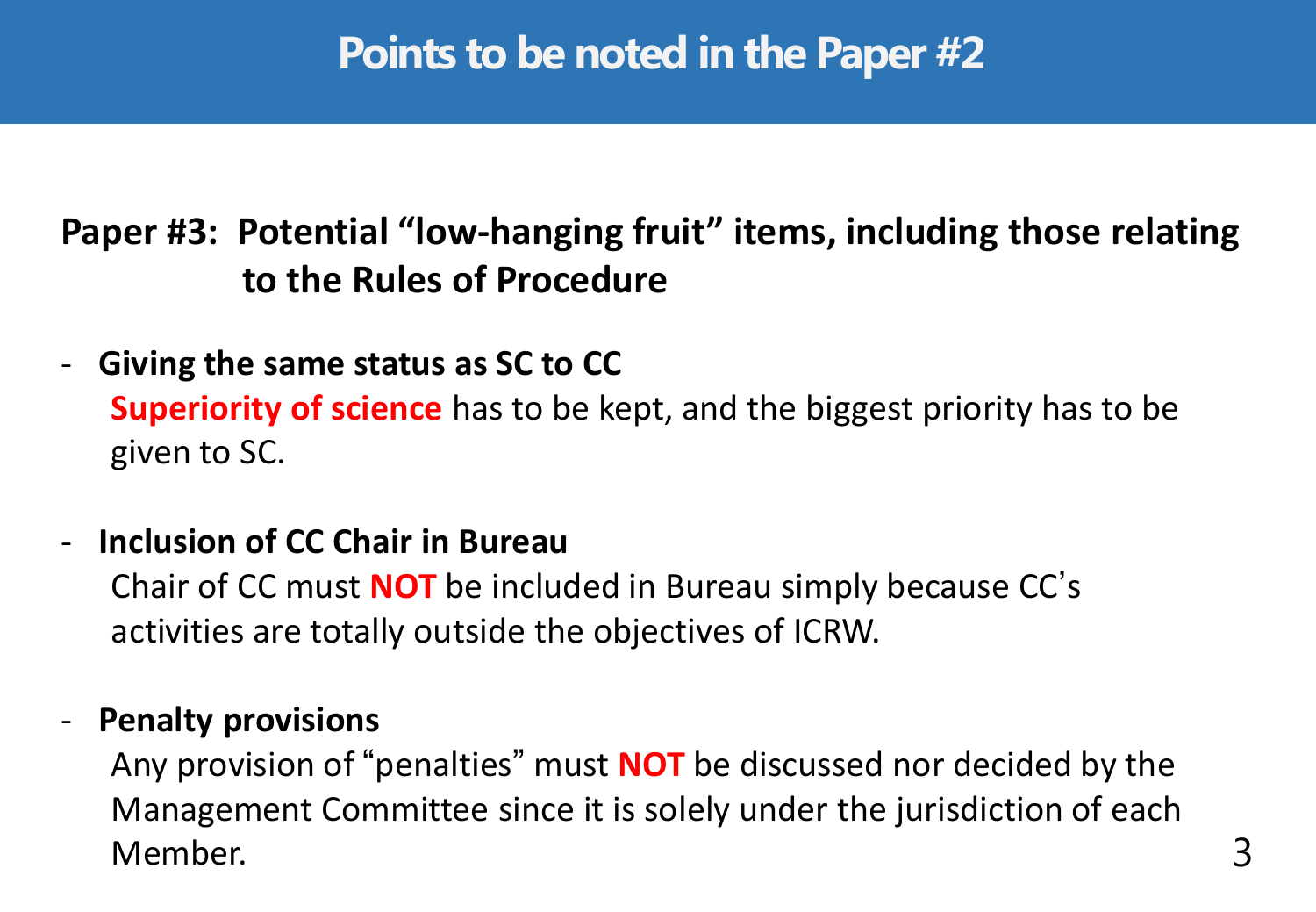# Points to be noted in the Paper #2

**Paper #3: Potential "low-hanging fruit" items, including those relating to the Rules of Procedure**

- **Giving the same status as SC to CC**
  **Superiority of science** has to be kept, and the biggest priority has to be given to SC.

- **Inclusion of CC Chair in Bureau**
  Chair of CC must **NOT** be included in Bureau simply because CC's activities are totally outside the objectives of ICRW.

- **Penalty provisions**
  Any provision of "penalties" must **NOT** be discussed nor decided by the Management Committee since it is solely under the jurisdiction of each Member.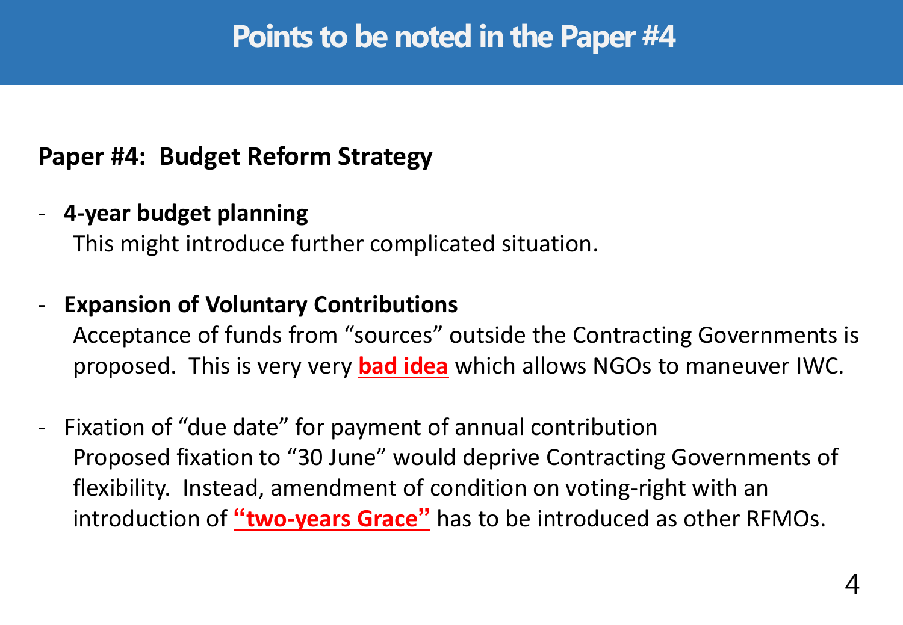# Points to be noted in the Paper #4

**Paper #4: Budget Reform Strategy**

- **4-year budget planning**
  This might introduce further complicated situation.

- **Expansion of Voluntary Contributions**
  Acceptance of funds from "sources" outside the Contracting Governments is proposed. This is very very **bad idea** which allows NGOs to maneuver IWC.

- Fixation of "due date" for payment of annual contribution
  Proposed fixation to "30 June" would deprive Contracting Governments of flexibility. Instead, amendment of condition on voting-right with an introduction of **"two-years Grace"** has to be introduced as other RFMOs.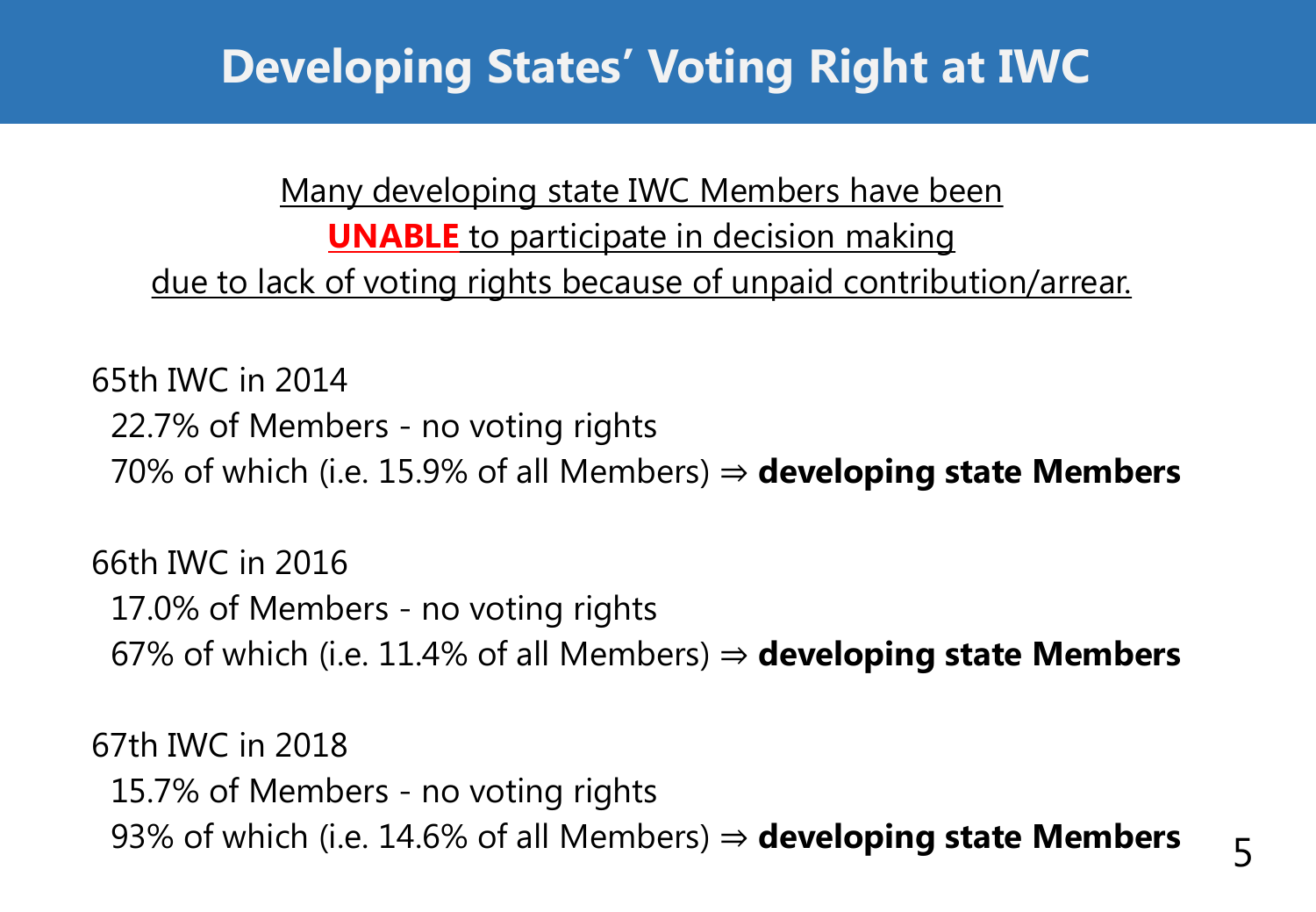# Developing States' Voting Right at IWC

Many developing state IWC Members have been **UNABLE** to participate in decision making due to lack of voting rights because of unpaid contribution/arrear.

65th IWC in 2014
22.7% of Members - no voting rights
70% of which (i.e. 15.9% of all Members) ⇒ **developing state Members**

66th IWC in 2016
17.0% of Members - no voting rights
67% of which (i.e. 11.4% of all Members) ⇒ **developing state Members**

67th IWC in 2018
15.7% of Members - no voting rights
93% of which (i.e. 14.6% of all Members) ⇒ **developing state Members**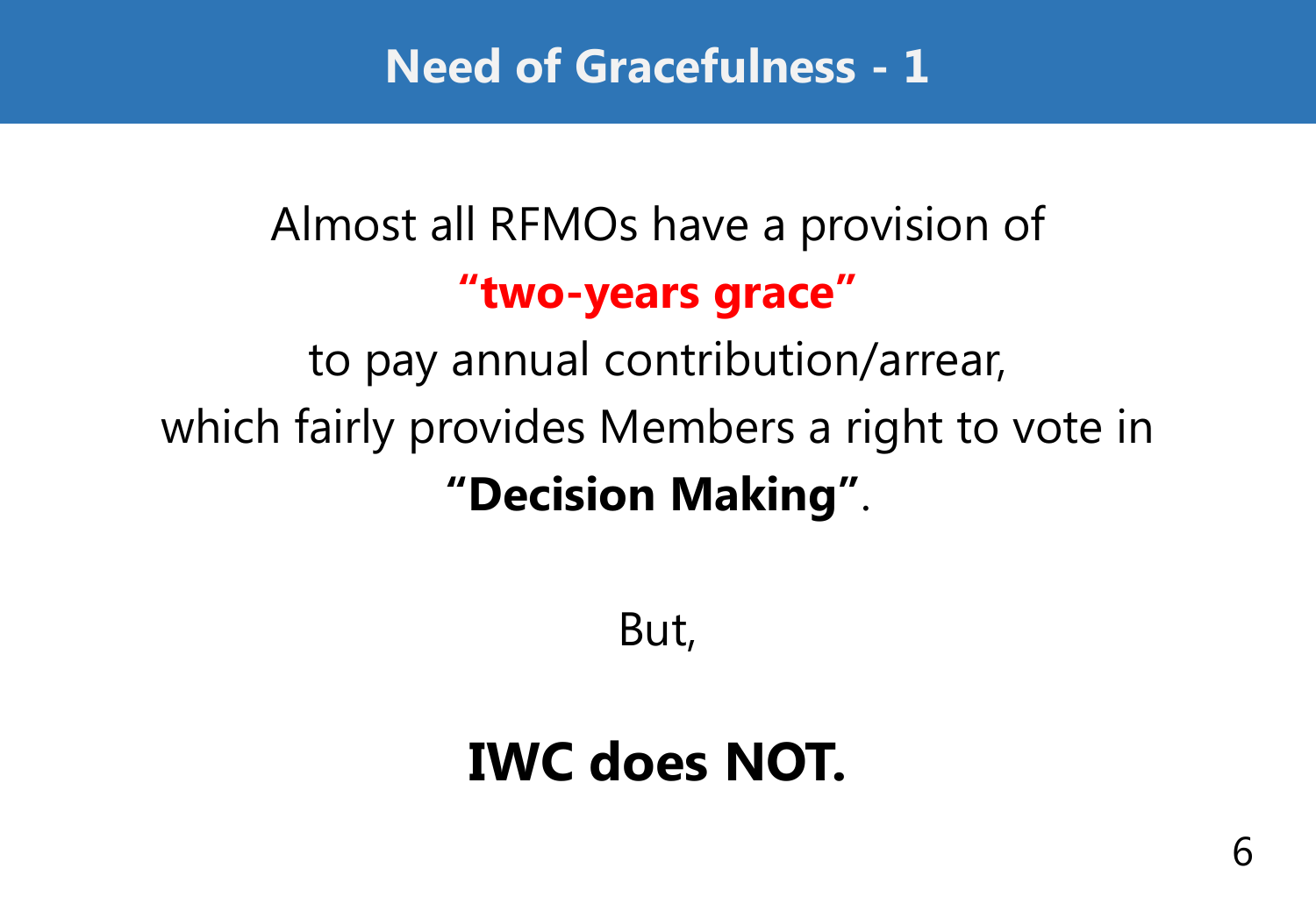# Need of Gracefulness - 1

Almost all RFMOs have a provision of

**“two-years grace”**

to pay annual contribution/arrear,

which fairly provides Members a right to vote in

**“Decision Making”**.

But,

**IWC does NOT.**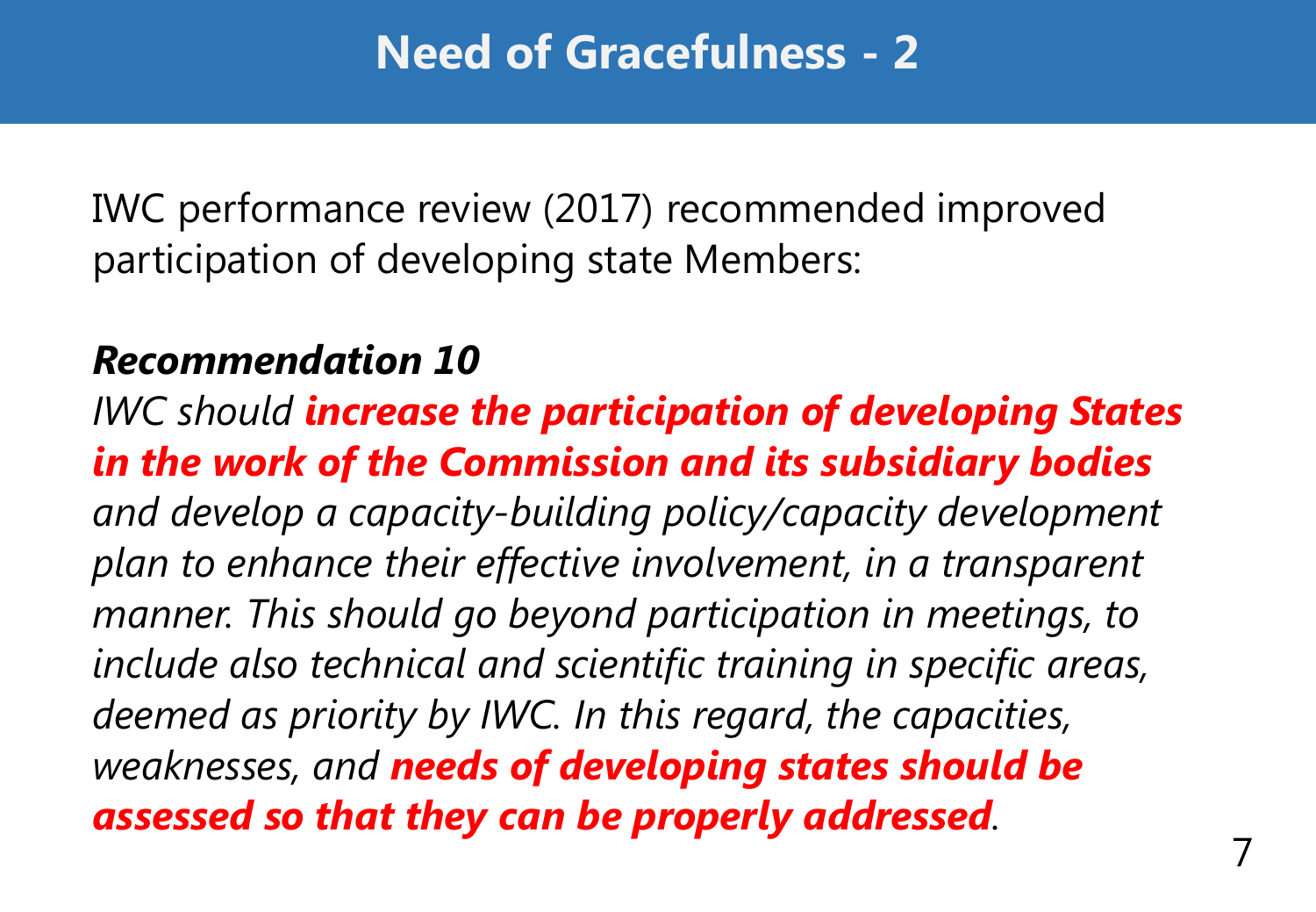# Need of Gracefulness - 2

IWC performance review (2017) recommended improved participation of developing state Members:

***Recommendation 10***

*IWC should* ***increase the participation of developing States in the work of the Commission and its subsidiary bodies*** *and develop a capacity-building policy/capacity development plan to enhance their effective involvement, in a transparent manner. This should go beyond participation in meetings, to include also technical and scientific training in specific areas, deemed as priority by IWC. In this regard, the capacities, weaknesses, and* ***needs of developing states should be assessed so that they can be properly addressed****.*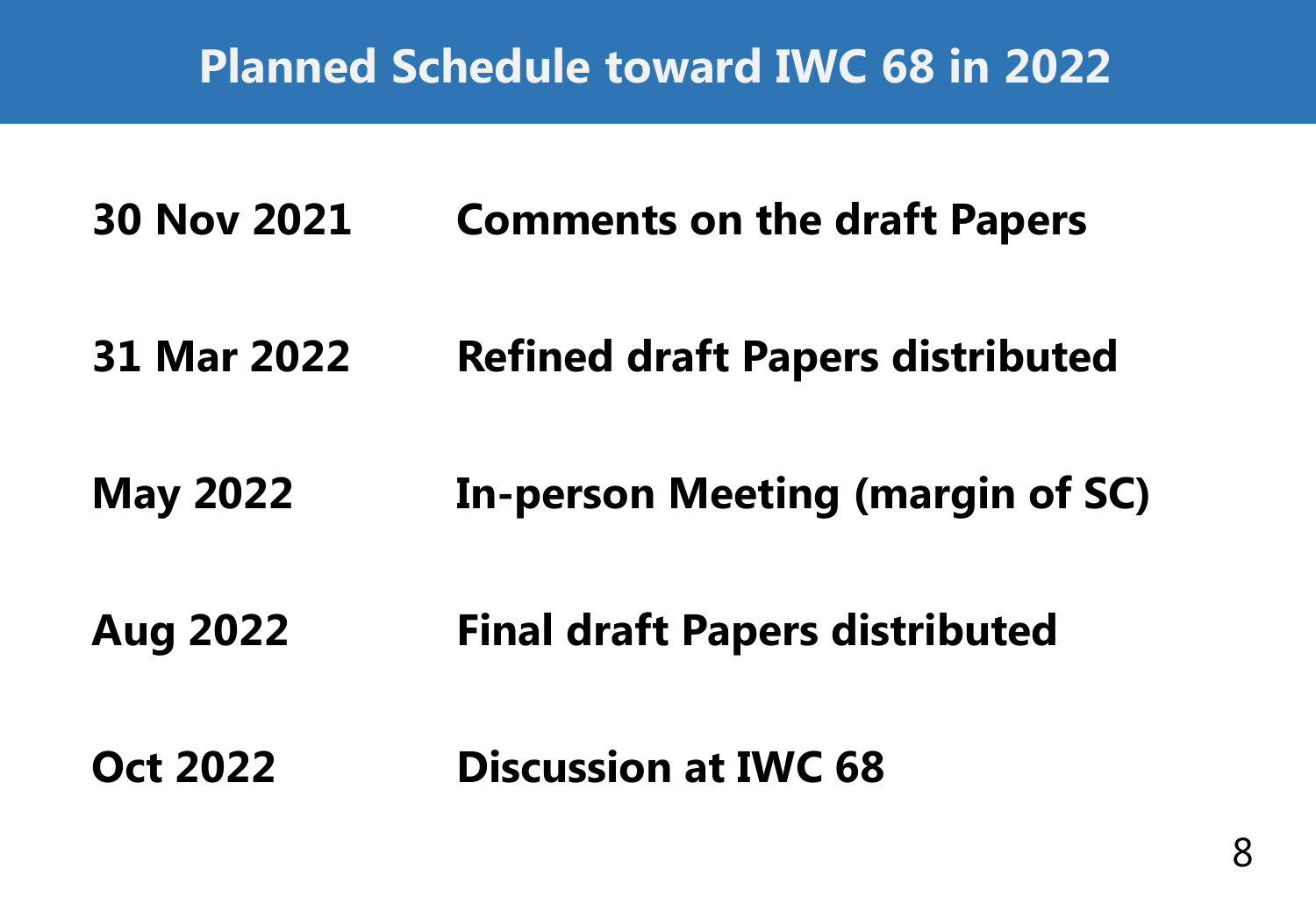# Planned Schedule toward IWC 68 in 2022

| | |
|---|---|
| **30 Nov 2021** | **Comments on the draft Papers** |
| **31 Mar 2022** | **Refined draft Papers distributed** |
| **May 2022** | **In-person Meeting (margin of SC)** |
| **Aug 2022** | **Final draft Papers distributed** |
| **Oct 2022** | **Discussion at IWC 68** |